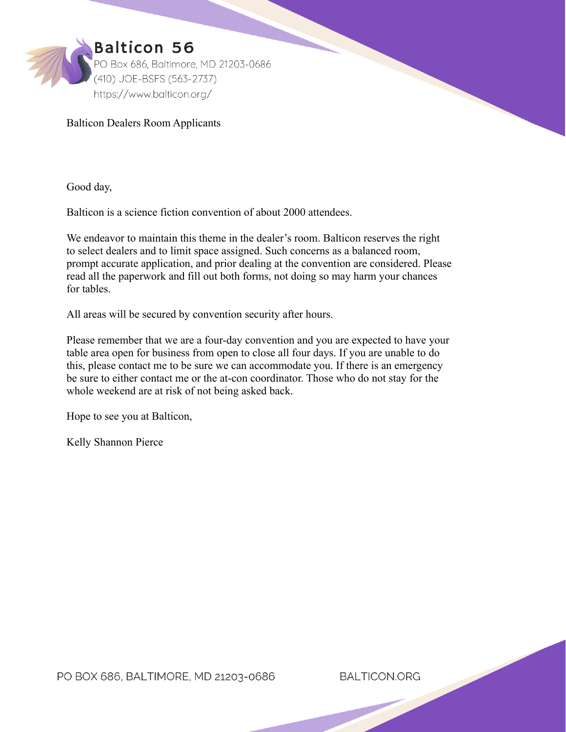# Balticon 56

PO Box 686, Baltimore, MD 21203-0686
(410) JOE-BSFS (563-2737)
https://www.balticon.org/

Balticon Dealers Room Applicants

Good day,

Balticon is a science fiction convention of about 2000 attendees.

We endeavor to maintain this theme in the dealer's room. Balticon reserves the right to select dealers and to limit space assigned. Such concerns as a balanced room, prompt accurate application, and prior dealing at the convention are considered. Please read all the paperwork and fill out both forms, not doing so may harm your chances for tables.

All areas will be secured by convention security after hours.

Please remember that we are a four-day convention and you are expected to have your table area open for business from open to close all four days. If you are unable to do this, please contact me to be sure we can accommodate you. If there is an emergency be sure to either contact me or the at-con coordinator. Those who do not stay for the whole weekend are at risk of not being asked back.

Hope to see you at Balticon,

Kelly Shannon Pierce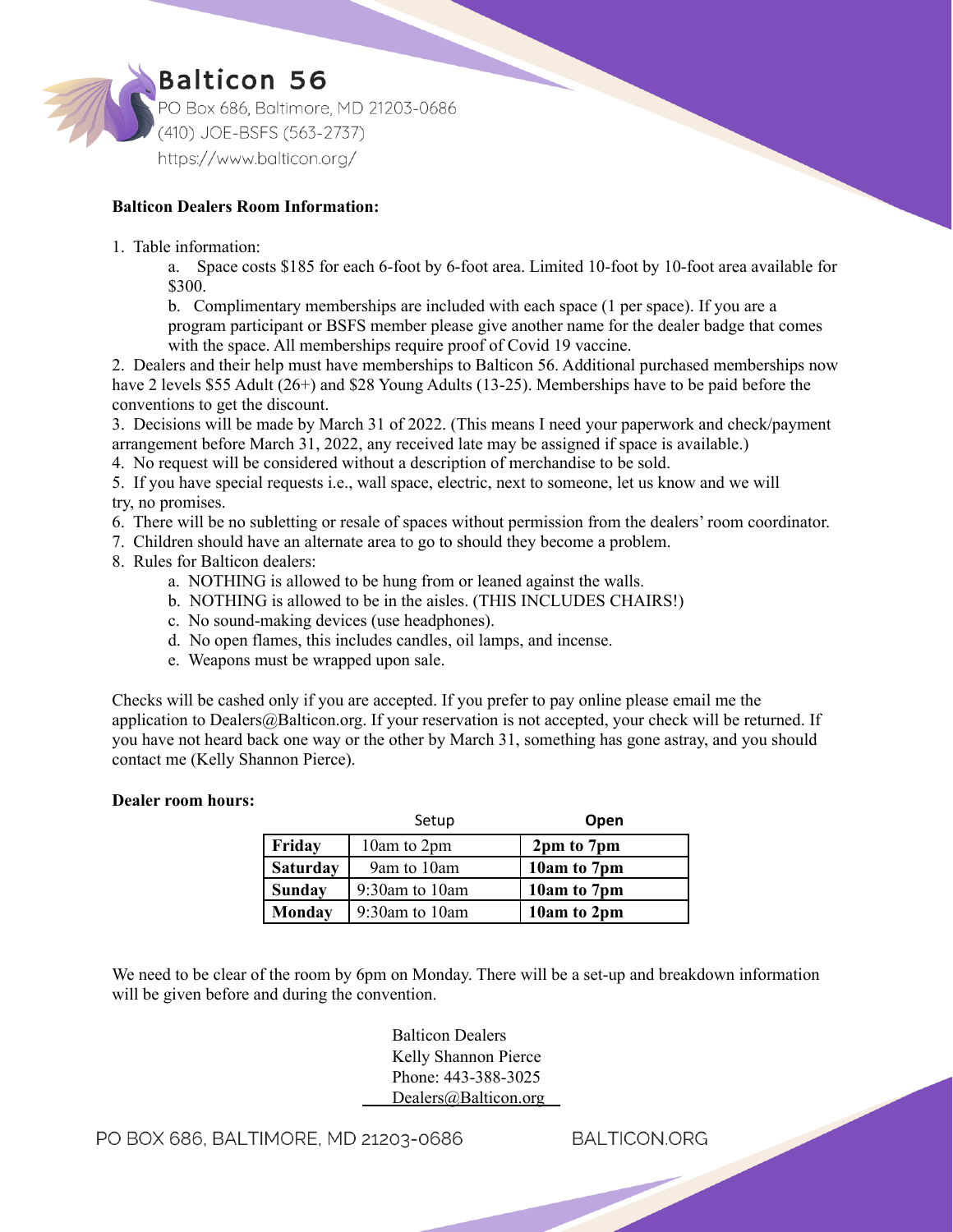# Balticon 56

PO Box 686, Baltimore, MD 21203-0686
(410) JOE-BSFS (563-2737)
https://www.balticon.org/

**Balticon Dealers Room Information:**

1. Table information:
   a. Space costs $185 for each 6-foot by 6-foot area. Limited 10-foot by 10-foot area available for $300.
   b. Complimentary memberships are included with each space (1 per space). If you are a program participant or BSFS member please give another name for the dealer badge that comes with the space. All memberships require proof of Covid 19 vaccine.
2. Dealers and their help must have memberships to Balticon 56. Additional purchased memberships now have 2 levels $55 Adult (26+) and $28 Young Adults (13-25). Memberships have to be paid before the conventions to get the discount.
3. Decisions will be made by March 31 of 2022. (This means I need your paperwork and check/payment arrangement before March 31, 2022, any received late may be assigned if space is available.)
4. No request will be considered without a description of merchandise to be sold.
5. If you have special requests i.e., wall space, electric, next to someone, let us know and we will try, no promises.
6. There will be no subletting or resale of spaces without permission from the dealers' room coordinator.
7. Children should have an alternate area to go to should they become a problem.
8. Rules for Balticon dealers:
   a. NOTHING is allowed to be hung from or leaned against the walls.
   b. NOTHING is allowed to be in the aisles. (THIS INCLUDES CHAIRS!)
   c. No sound-making devices (use headphones).
   d. No open flames, this includes candles, oil lamps, and incense.
   e. Weapons must be wrapped upon sale.

Checks will be cashed only if you are accepted. If you prefer to pay online please email me the application to Dealers@Balticon.org. If your reservation is not accepted, your check will be returned. If you have not heard back one way or the other by March 31, something has gone astray, and you should contact me (Kelly Shannon Pierce).

**Dealer room hours:**

| | Setup | **Open** |
|---|---|---|
| **Friday** | 10am to 2pm | **2pm to 7pm** |
| **Saturday** | 9am to 10am | **10am to 7pm** |
| **Sunday** | 9:30am to 10am | **10am to 7pm** |
| **Monday** | 9:30am to 10am | **10am to 2pm** |

We need to be clear of the room by 6pm on Monday. There will be a set-up and breakdown information will be given before and during the convention.

Balticon Dealers
Kelly Shannon Pierce
Phone: 443-388-3025
Dealers@Balticon.org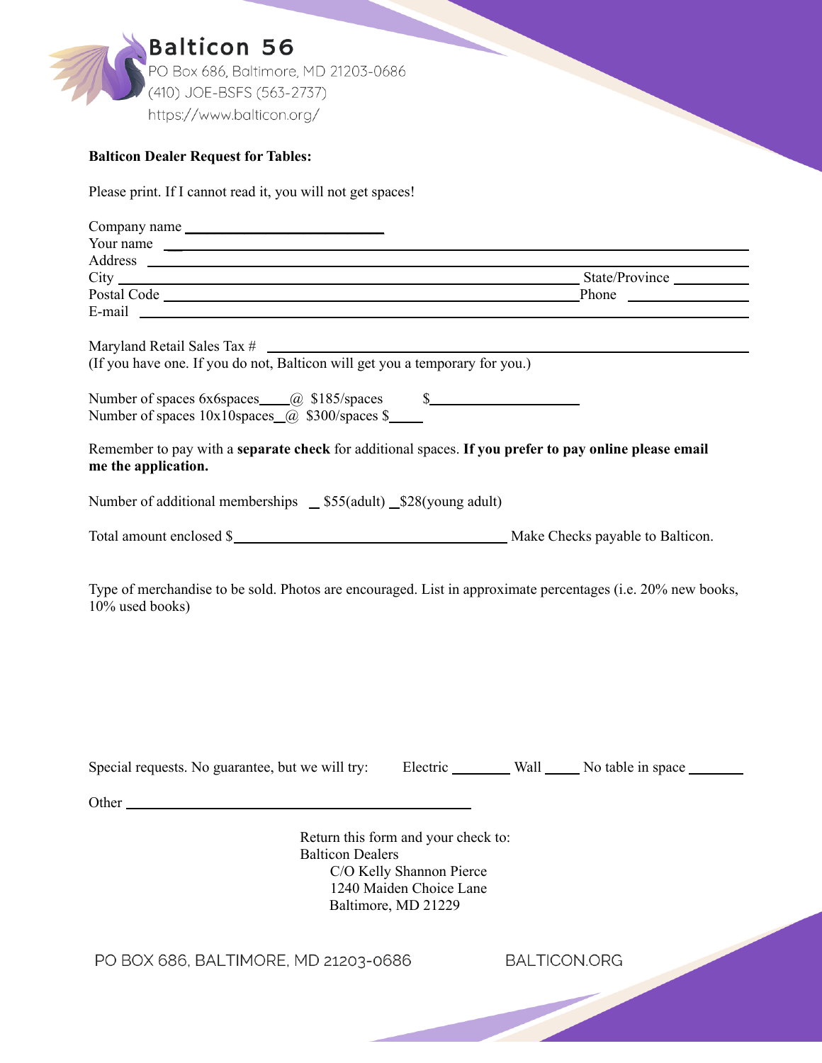Balticon 56
PO Box 686, Baltimore, MD 21203-0686
(410) JOE-BSFS (563-2737)
https://www.balticon.org/

**Balticon Dealer Request for Tables:**

Please print. If I cannot read it, you will not get spaces!

Company name ____________________________
Your name ____________________________
Address ____________________________
City ____________________________ State/Province __________
Postal Code ____________________________ Phone __________
E-mail ____________________________

Maryland Retail Sales Tax # ____________________________
(If you have one. If you do not, Balticon will get you a temporary for you.)

Number of spaces 6x6spaces____@ $185/spaces $____________________
Number of spaces 10x10spaces_@ $300/spaces $_____

Remember to pay with a **separate check** for additional spaces. **If you prefer to pay online please email me the application.**

Number of additional memberships _ $55(adult) _$28(young adult)

Total amount enclosed $______________________________________ Make Checks payable to Balticon.

Type of merchandise to be sold. Photos are encouraged. List in approximate percentages (i.e. 20% new books, 10% used books)

Special requests. No guarantee, but we will try: Electric ________ Wall _____ No table in space ________

Other ______________________________________

Return this form and your check to:
Balticon Dealers
C/O Kelly Shannon Pierce
1240 Maiden Choice Lane
Baltimore, MD 21229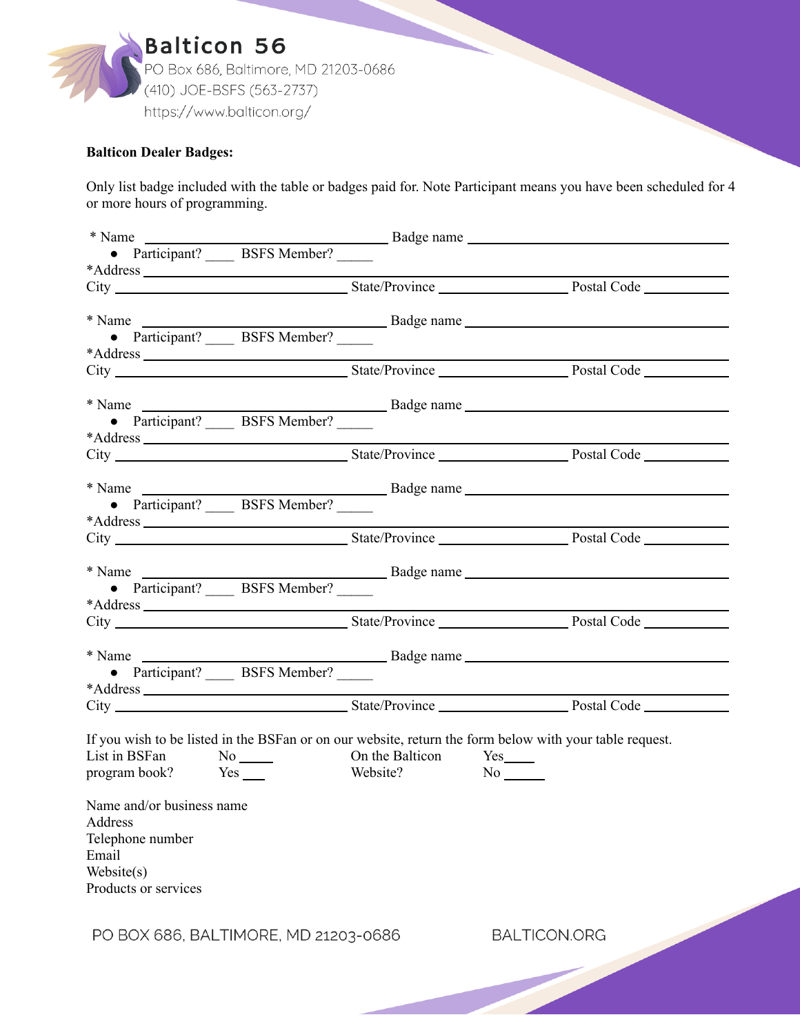Balticon 56
PO Box 686, Baltimore, MD 21203-0686
(410) JOE-BSFS (563-2737)
https://www.balticon.org/

**Balticon Dealer Badges:**

Only list badge included with the table or badges paid for. Note Participant means you have been scheduled for 4 or more hours of programming.

\* Name ______________________ Badge name ______________________
- Participant? ____ BSFS Member? _____

\*Address ______________________
City ______________________ State/Province ______________ Postal Code __________

\* Name ______________________ Badge name ______________________
- Participant? ____ BSFS Member? _____

\*Address ______________________
City ______________________ State/Province ______________ Postal Code __________

\* Name ______________________ Badge name ______________________
- Participant? ____ BSFS Member? _____

\*Address ______________________
City ______________________ State/Province ______________ Postal Code __________

\* Name ______________________ Badge name ______________________
- Participant? ____ BSFS Member? _____

\*Address ______________________
City ______________________ State/Province ______________ Postal Code __________

\* Name ______________________ Badge name ______________________
- Participant? ____ BSFS Member? _____

\*Address ______________________
City ______________________ State/Province ______________ Postal Code __________

\* Name ______________________ Badge name ______________________
- Participant? ____ BSFS Member? _____

\*Address ______________________
City ______________________ State/Province ______________ Postal Code __________

If you wish to be listed in the BSFan or on our website, return the form below with your table request.

| | | | |
|---|---|---|---|
| List in BSFan program book? | No _____ Yes ____ | On the Balticon Website? | Yes____ No ______ |

Name and/or business name
Address
Telephone number
Email
Website(s)
Products or services

PO BOX 686, BALTIMORE, MD 21203-0686 BALTICON.ORG